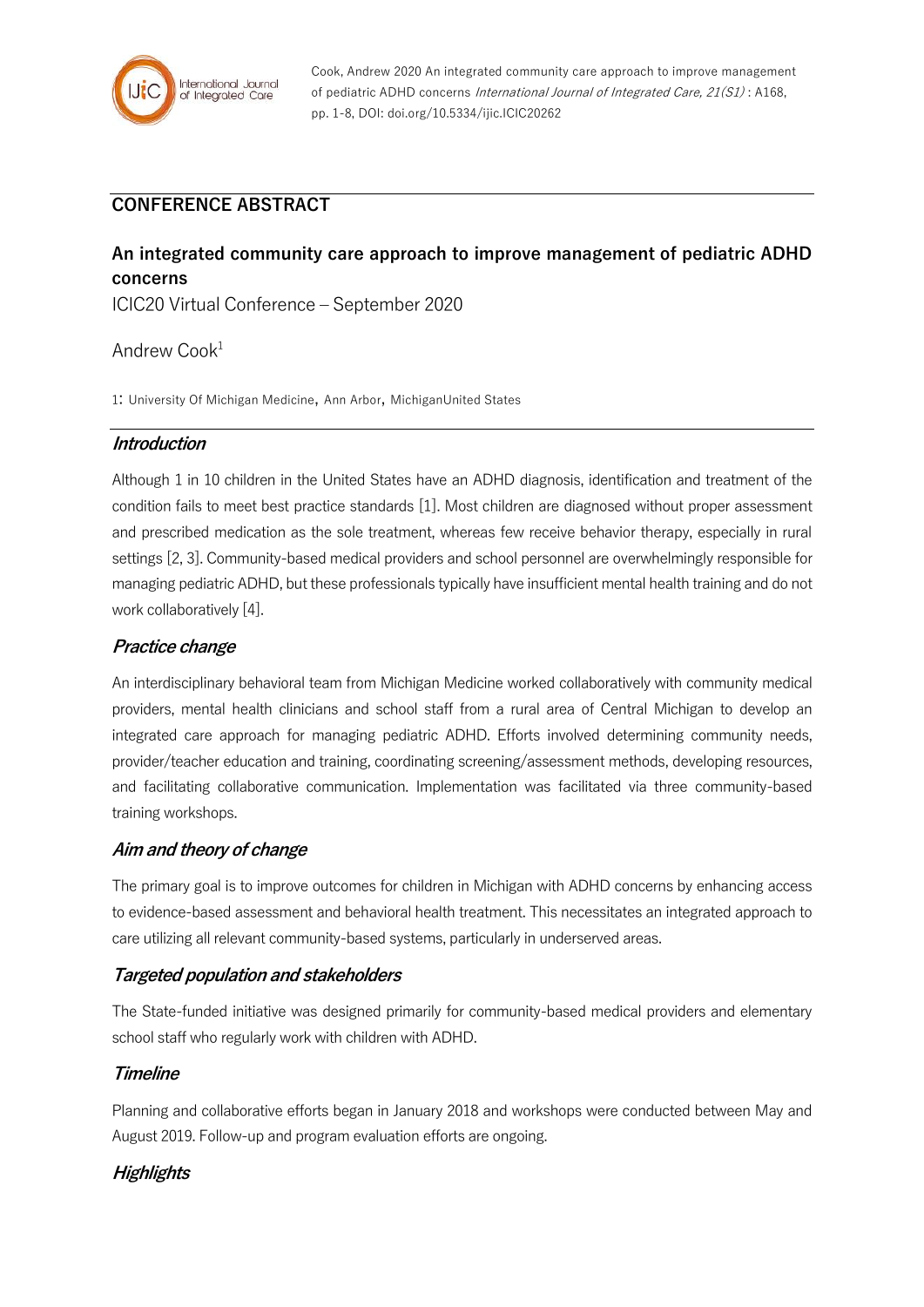Cook, Andrew 2020 An integrated community care approach to improve management of pediatric ADHD concerns *International Journal of Integrated Care, 21(S1)* : A168, pp. 1-8, DOI: doi.org/10.5334/ijic.ICIC20262

## CONFERENCE ABSTRACT

# An integrated community care approach to improve management of pediatric ADHD concerns

ICIC20 Virtual Conference – September 2020

Andrew Cook[1]

1: University Of Michigan Medicine, Ann Arbor, MichiganUnited States

### *Introduction*

Although 1 in 10 children in the United States have an ADHD diagnosis, identification and treatment of the condition fails to meet best practice standards [1]. Most children are diagnosed without proper assessment and prescribed medication as the sole treatment, whereas few receive behavior therapy, especially in rural settings [2, 3]. Community-based medical providers and school personnel are overwhelmingly responsible for managing pediatric ADHD, but these professionals typically have insufficient mental health training and do not work collaboratively [4].

### *Practice change*

An interdisciplinary behavioral team from Michigan Medicine worked collaboratively with community medical providers, mental health clinicians and school staff from a rural area of Central Michigan to develop an integrated care approach for managing pediatric ADHD. Efforts involved determining community needs, provider/teacher education and training, coordinating screening/assessment methods, developing resources, and facilitating collaborative communication. Implementation was facilitated via three community-based training workshops.

### *Aim and theory of change*

The primary goal is to improve outcomes for children in Michigan with ADHD concerns by enhancing access to evidence-based assessment and behavioral health treatment. This necessitates an integrated approach to care utilizing all relevant community-based systems, particularly in underserved areas.

### *Targeted population and stakeholders*

The State-funded initiative was designed primarily for community-based medical providers and elementary school staff who regularly work with children with ADHD.

### *Timeline*

Planning and collaborative efforts began in January 2018 and workshops were conducted between May and August 2019. Follow-up and program evaluation efforts are ongoing.

### *Highlights*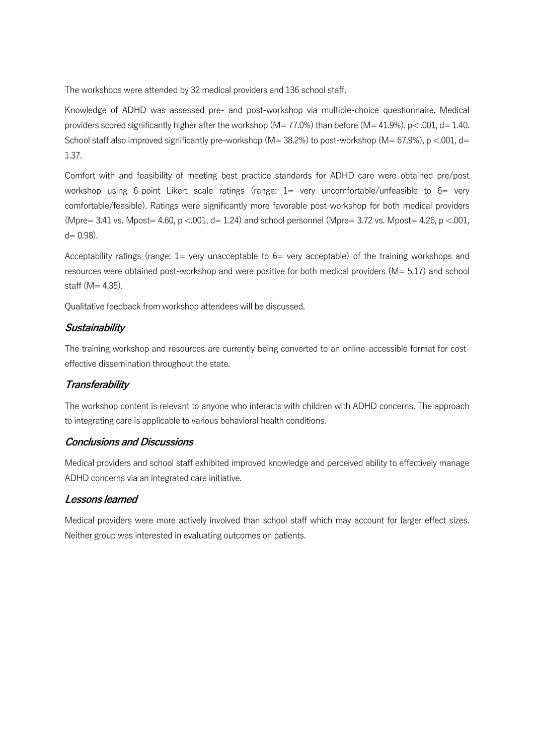The workshops were attended by 32 medical providers and 136 school staff.

Knowledge of ADHD was assessed pre- and post-workshop via multiple-choice questionnaire. Medical providers scored significantly higher after the workshop (M= 77.0%) than before (M= 41.9%), $p < .001$, $d = 1.40$. School staff also improved significantly pre-workshop (M= 38.2%) to post-workshop (M= 67.9%), $p < .001$, $d = 1.37$.

Comfort with and feasibility of meeting best practice standards for ADHD care were obtained pre/post workshop using 6-point Likert scale ratings (range: 1= very uncomfortable/unfeasible to 6= very comfortable/feasible). Ratings were significantly more favorable post-workshop for both medical providers ($M_{pre} = 3.41$ vs. $M_{post} = 4.60$, $p < .001$, $d = 1.24$) and school personnel ($M_{pre} = 3.72$ vs. $M_{post} = 4.26$, $p < .001$, $d = 0.98$).

Acceptability ratings (range: 1= very unacceptable to 6= very acceptable) of the training workshops and resources were obtained post-workshop and were positive for both medical providers (M= 5.17) and school staff (M= 4.35).

Qualitative feedback from workshop attendees will be discussed.

### *Sustainability*

The training workshop and resources are currently being converted to an online-accessible format for cost-effective dissemination throughout the state.

### *Transferability*

The workshop content is relevant to anyone who interacts with children with ADHD concerns. The approach to integrating care is applicable to various behavioral health conditions.

### *Conclusions and Discussions*

Medical providers and school staff exhibited improved knowledge and perceived ability to effectively manage ADHD concerns via an integrated care initiative.

### *Lessons learned*

Medical providers were more actively involved than school staff which may account for larger effect sizes. Neither group was interested in evaluating outcomes on patients.